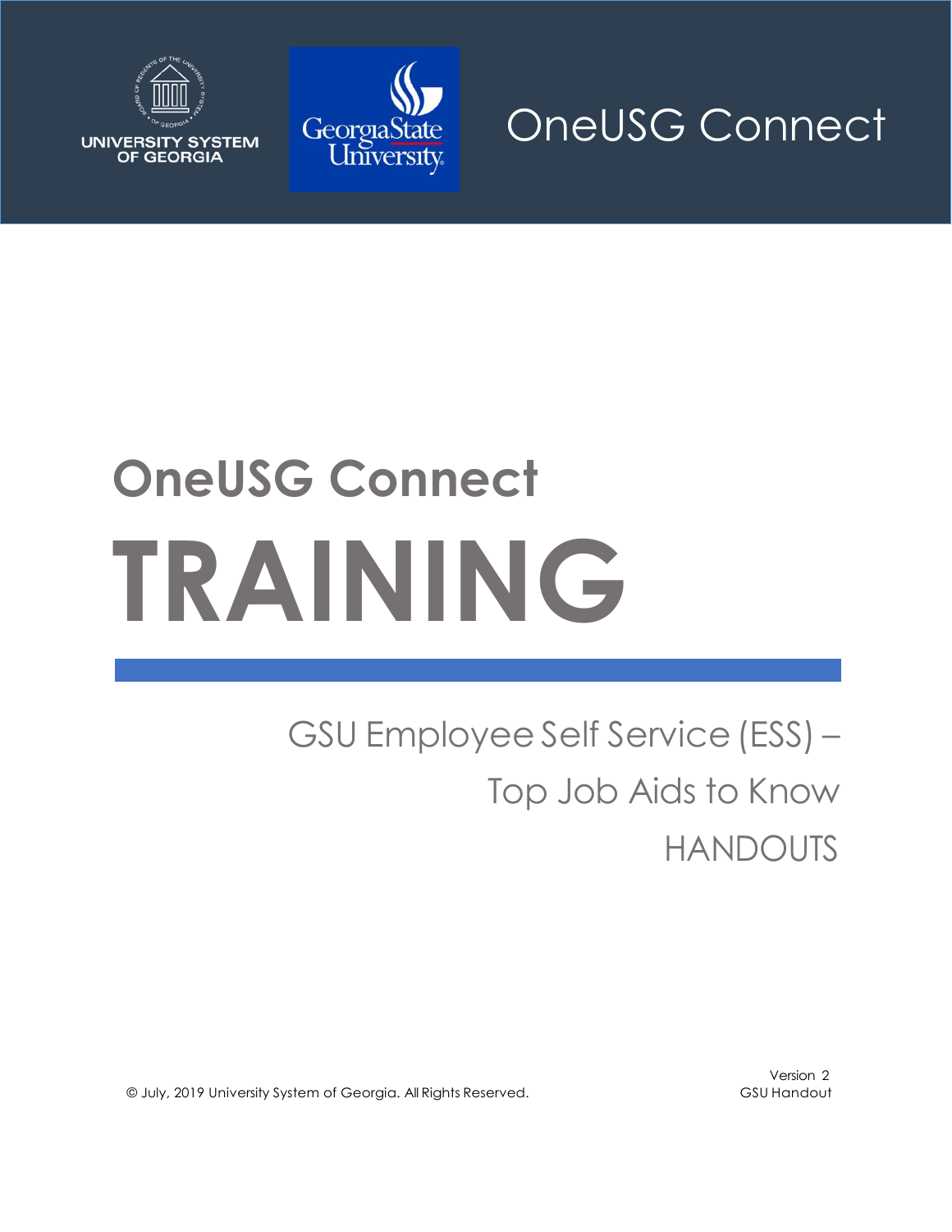UNIVERSITY SYSTEM OF GEORGIA

Georgia State University

OneUSG Connect

# OneUSG Connect

# TRAINING

GSU Employee Self Service (ESS) –

Top Job Aids to Know

HANDOUTS

© July, 2019 University System of Georgia. All Rights Reserved.

Version 2
GSU Handout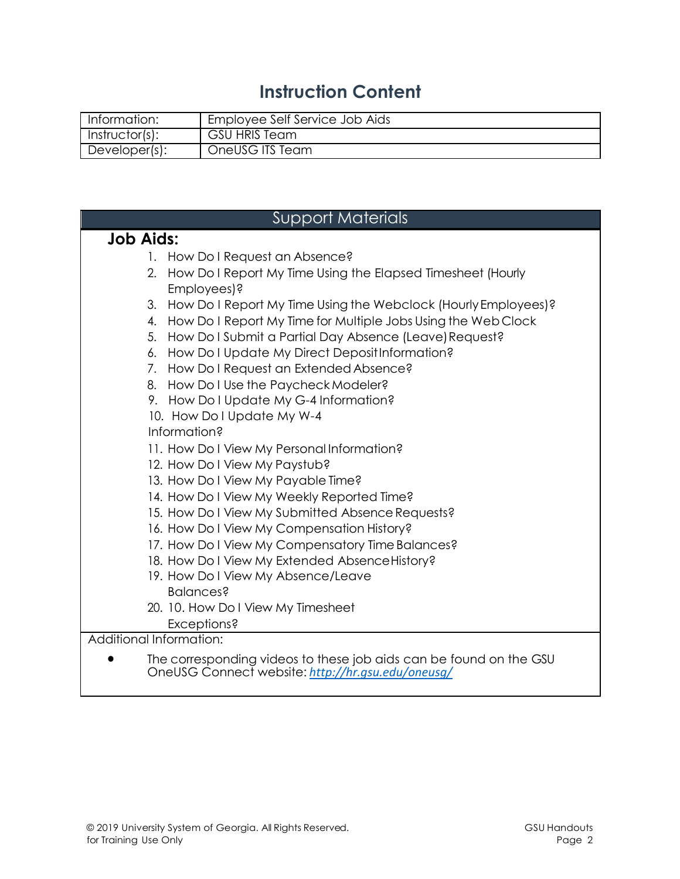# Instruction Content

| Information: | Employee Self Service Job Aids |
|---|---|
| Instructor(s): | GSU HRIS Team |
| Developer(s): | OneUSG ITS Team |

## Support Materials

**Job Aids:**

1. How Do I Request an Absence?
2. How Do I Report My Time Using the Elapsed Timesheet (Hourly Employees)?
3. How Do I Report My Time Using the Webclock (Hourly Employees)?
4. How Do I Report My Time for Multiple Jobs Using the Web Clock
5. How Do I Submit a Partial Day Absence (Leave) Request?
6. How Do I Update My Direct Deposit Information?
7. How Do I Request an Extended Absence?
8. How Do I Use the Paycheck Modeler?
9. How Do I Update My G-4 Information?
10. How Do I Update My W-4 Information?
11. How Do I View My Personal Information?
12. How Do I View My Paystub?
13. How Do I View My Payable Time?
14. How Do I View My Weekly Reported Time?
15. How Do I View My Submitted Absence Requests?
16. How Do I View My Compensation History?
17. How Do I View My Compensatory Time Balances?
18. How Do I View My Extended Absence History?
19. How Do I View My Absence/Leave Balances?
20. 10. How Do I View My Timesheet Exceptions?

Additional Information:

- The corresponding videos to these job aids can be found on the GSU OneUSG Connect website: *http://hr.gsu.edu/oneusg/*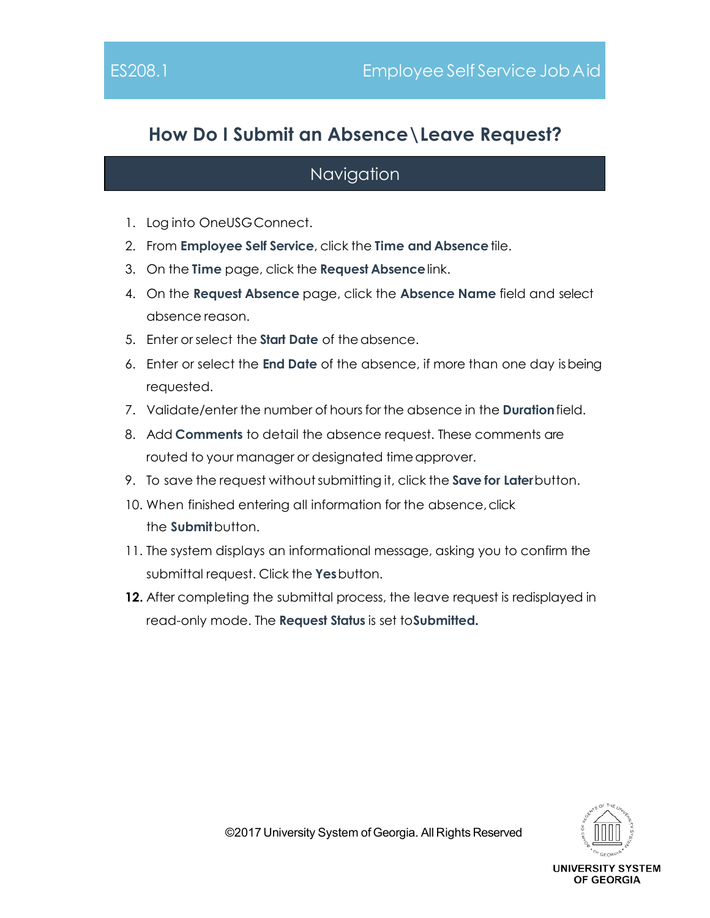# How Do I Submit an Absence\Leave Request?

## Navigation

1. Log into OneUSG Connect.
2. From **Employee Self Service**, click the **Time and Absence** tile.
3. On the **Time** page, click the **Request Absence** link.
4. On the **Request Absence** page, click the **Absence Name** field and select absence reason.
5. Enter or select the **Start Date** of the absence.
6. Enter or select the **End Date** of the absence, if more than one day is being requested.
7. Validate/enter the number of hours for the absence in the **Duration** field.
8. Add **Comments** to detail the absence request. These comments are routed to your manager or designated time approver.
9. To save the request without submitting it, click the **Save for Later** button.
10. When finished entering all information for the absence, click the **Submit** button.
11. The system displays an informational message, asking you to confirm the submittal request. Click the **Yes** button.
12. After completing the submittal process, the leave request is redisplayed in read-only mode. The **Request Status** is set to **Submitted.**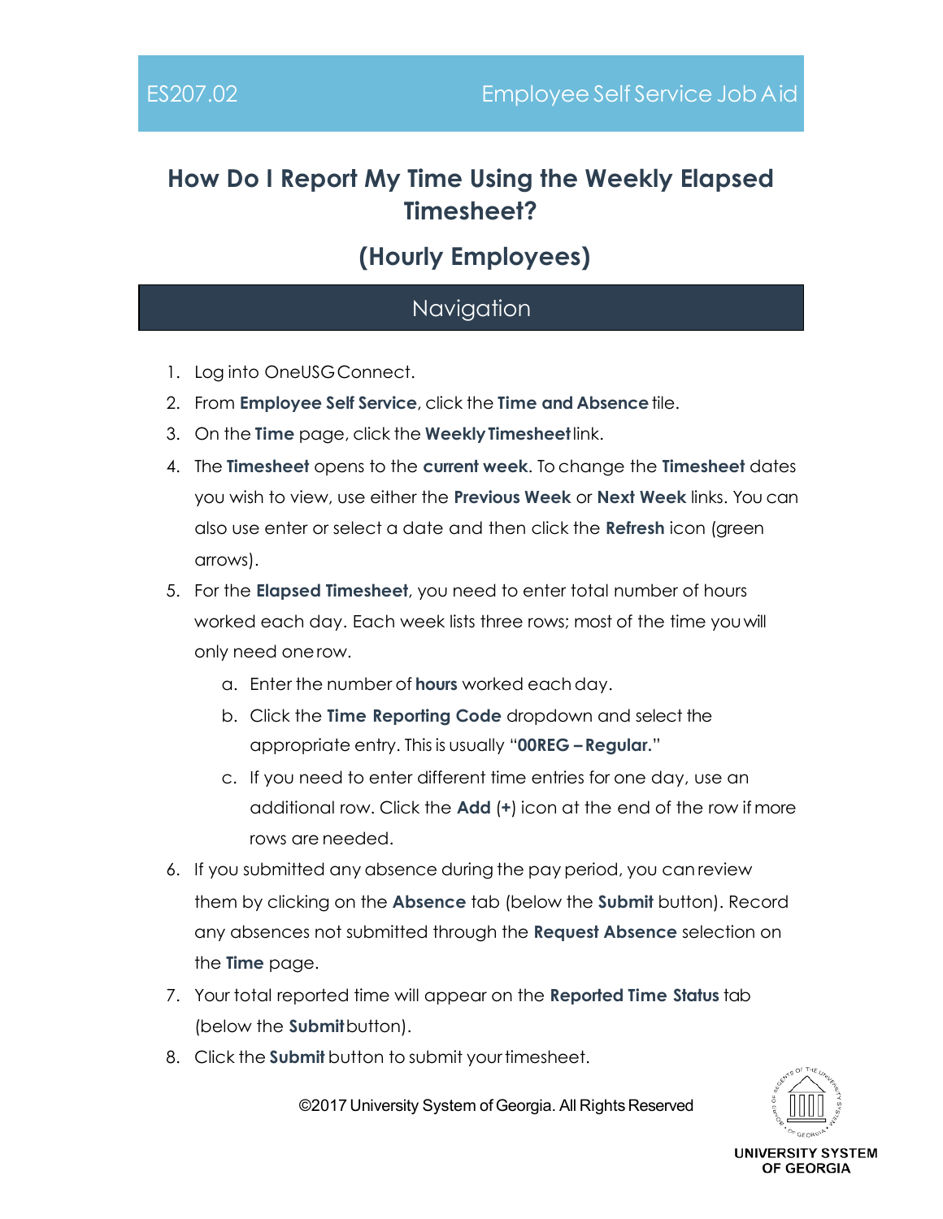# How Do I Report My Time Using the Weekly Elapsed Timesheet?

## (Hourly Employees)

### Navigation

1. Log into OneUSG Connect.
2. From **Employee Self Service**, click the **Time and Absence** tile.
3. On the **Time** page, click the **Weekly Timesheet** link.
4. The **Timesheet** opens to the **current week**. To change the **Timesheet** dates you wish to view, use either the **Previous Week** or **Next Week** links. You can also use enter or select a date and then click the **Refresh** icon (green arrows).
5. For the **Elapsed Timesheet**, you need to enter total number of hours worked each day. Each week lists three rows; most of the time you will only need one row.
   a. Enter the number of **hours** worked each day.
   b. Click the **Time Reporting Code** dropdown and select the appropriate entry. This is usually "**00REG – Regular.**"
   c. If you need to enter different time entries for one day, use an additional row. Click the **Add** (**+**) icon at the end of the row if more rows are needed.
6. If you submitted any absence during the pay period, you can review them by clicking on the **Absence** tab (below the **Submit** button). Record any absences not submitted through the **Request Absence** selection on the **Time** page.
7. Your total reported time will appear on the **Reported Time Status** tab (below the **Submit** button).
8. Click the **Submit** button to submit your timesheet.

©2017 University System of Georgia. All Rights Reserved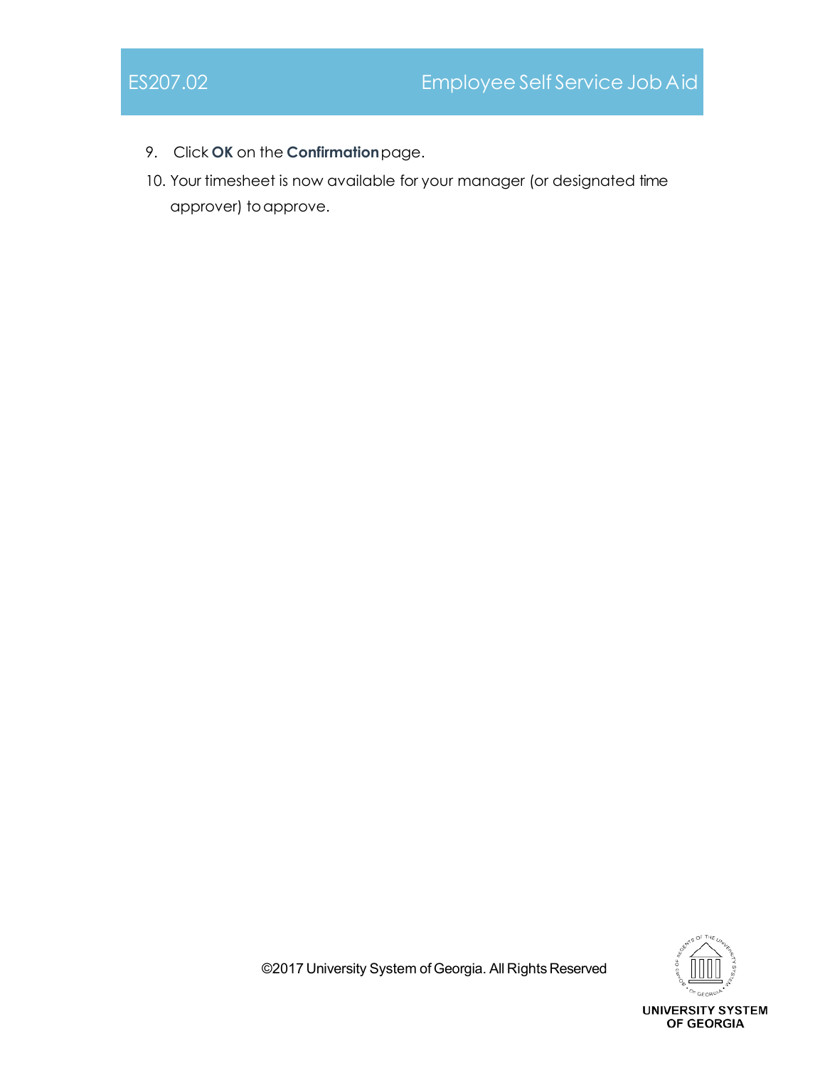9. Click **OK** on the **Confirmation** page.
10. Your timesheet is now available for your manager (or designated time approver) to approve.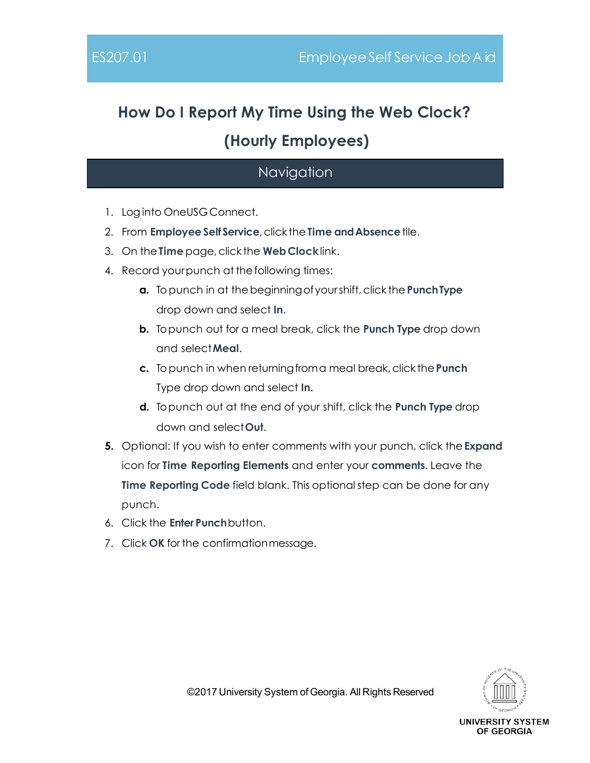# How Do I Report My Time Using the Web Clock? (Hourly Employees)

## Navigation

1. Log into OneUSG Connect.
2. From **Employee Self Service**, click the **Time and Absence** tile.
3. On the **Time** page, click the **Web Clock** link.
4. Record your punch at the following times:
   - **a.** To punch in at the beginning of your shift, click the **Punch Type** drop down and select **In**.
   - **b.** To punch out for a meal break, click the **Punch Type** drop down and select **Meal**.
   - **c.** To punch in when returning from a meal break, click the **Punch** Type drop down and select **In**.
   - **d.** To punch out at the end of your shift, click the **Punch Type** drop down and select **Out**.
5. Optional: If you wish to enter comments with your punch, click the **Expand** icon for **Time Reporting Elements** and enter your **comments**. Leave the **Time Reporting Code** field blank. This optional step can be done for any punch.
6. Click the **Enter Punch** button.
7. Click **OK** for the confirmation message.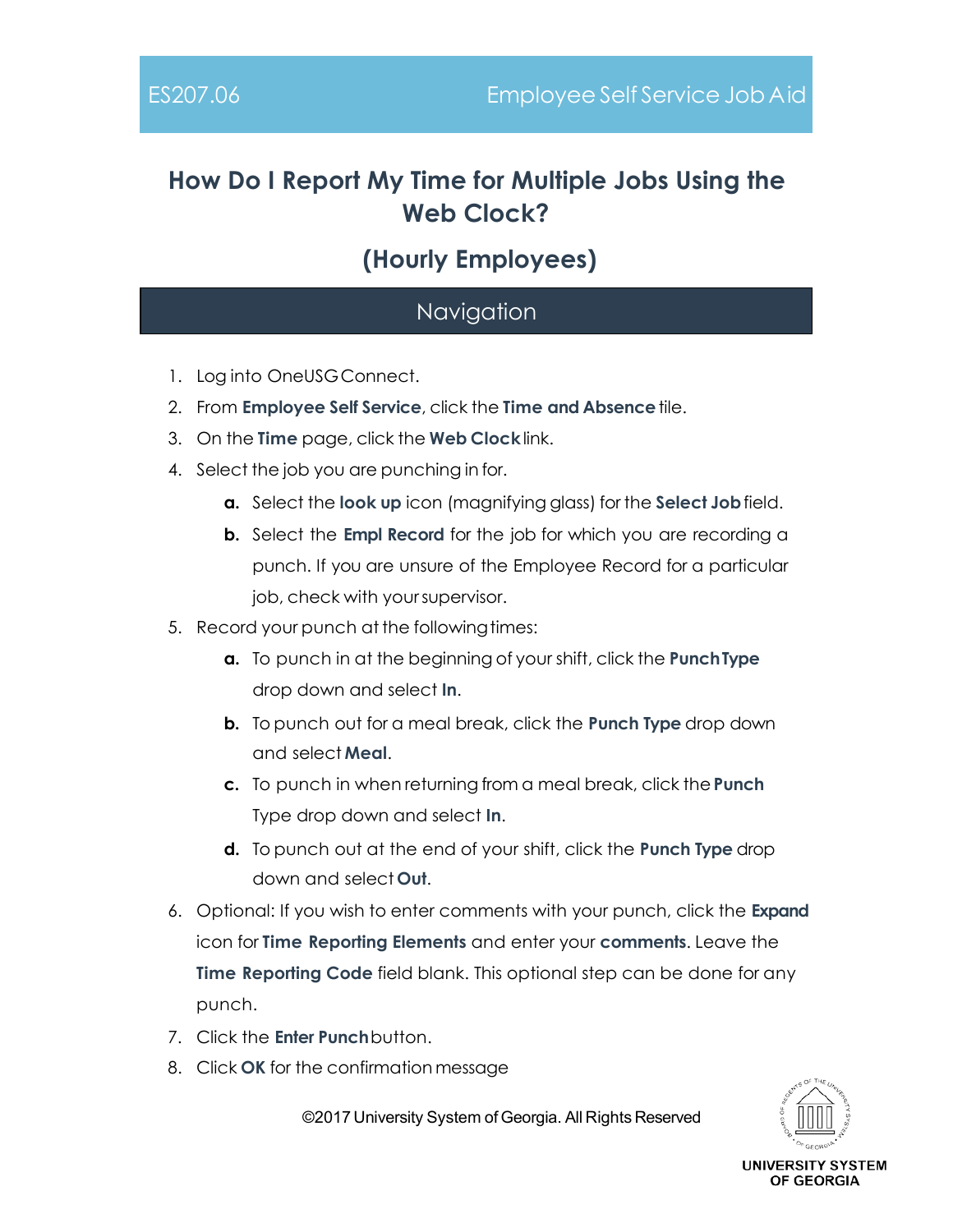# How Do I Report My Time for Multiple Jobs Using the Web Clock?

## (Hourly Employees)

## Navigation

1. Log into OneUSG Connect.
2. From **Employee Self Service**, click the **Time and Absence** tile.
3. On the **Time** page, click the **Web Clock** link.
4. Select the job you are punching in for.
   - **a.** Select the **look up** icon (magnifying glass) for the **Select Job** field.
   - **b.** Select the **Empl Record** for the job for which you are recording a punch. If you are unsure of the Employee Record for a particular job, check with your supervisor.
5. Record your punch at the following times:
   - **a.** To punch in at the beginning of your shift, click the **Punch Type** drop down and select **In**.
   - **b.** To punch out for a meal break, click the **Punch Type** drop down and select **Meal**.
   - **c.** To punch in when returning from a meal break, click the **Punch** Type drop down and select **In**.
   - **d.** To punch out at the end of your shift, click the **Punch Type** drop down and select **Out**.
6. Optional: If you wish to enter comments with your punch, click the **Expand** icon for **Time Reporting Elements** and enter your **comments**. Leave the **Time Reporting Code** field blank. This optional step can be done for any punch.
7. Click the **Enter Punch** button.
8. Click **OK** for the confirmation message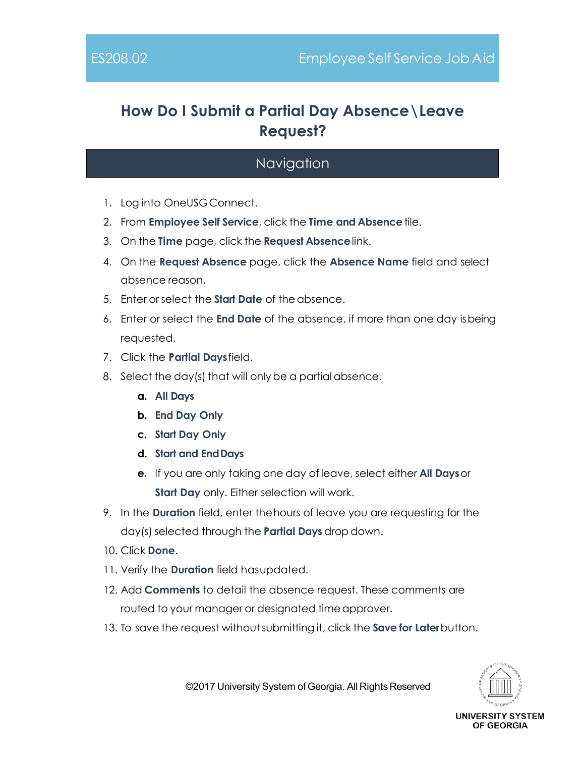# How Do I Submit a Partial Day Absence\Leave Request?

## Navigation

1. Log into OneUSG Connect.
2. From **Employee Self Service**, click the **Time and Absence** tile.
3. On the **Time** page, click the **Request Absence** link.
4. On the **Request Absence** page, click the **Absence Name** field and select absence reason.
5. Enter or select the **Start Date** of the absence.
6. Enter or select the **End Date** of the absence, if more than one day is being requested.
7. Click the **Partial Days** field.
8. Select the day(s) that will only be a partial absence.
   - **a.** **All Days**
   - **b.** **End Day Only**
   - **c.** **Start Day Only**
   - **d.** **Start and End Days**
   - **e.** If you are only taking one day of leave, select either **All Days** or **Start Day** only. Either selection will work.
9. In the **Duration** field, enter the hours of leave you are requesting for the day(s) selected through the **Partial Days** drop down.
10. Click **Done**.
11. Verify the **Duration** field has updated.
12. Add **Comments** to detail the absence request. These comments are routed to your manager or designated time approver.
13. To save the request without submitting it, click the **Save for Later** button.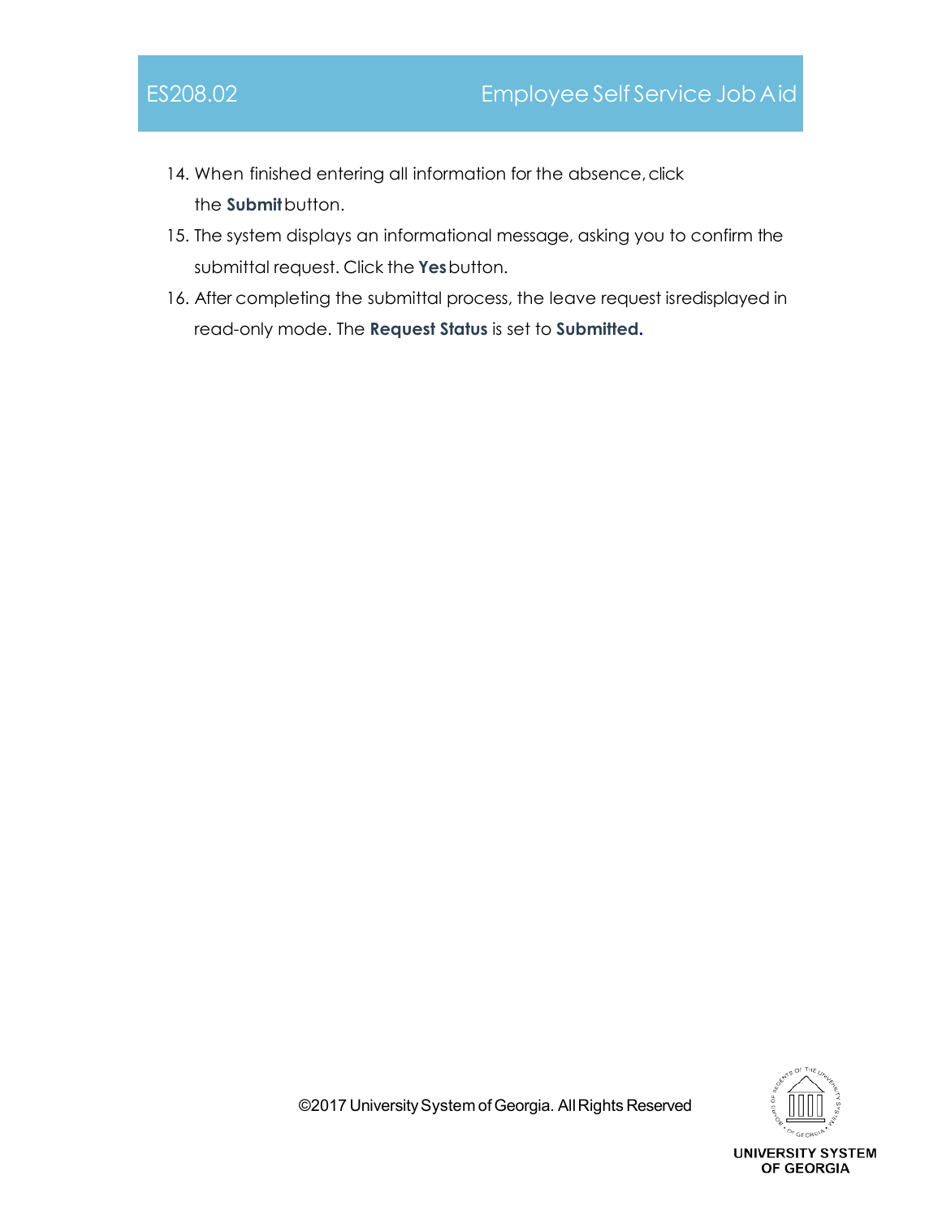14. When finished entering all information for the absence, click the **Submit** button.
15. The system displays an informational message, asking you to confirm the submittal request. Click the **Yes** button.
16. After completing the submittal process, the leave request isredisplayed in read-only mode. The **Request Status** is set to **Submitted.**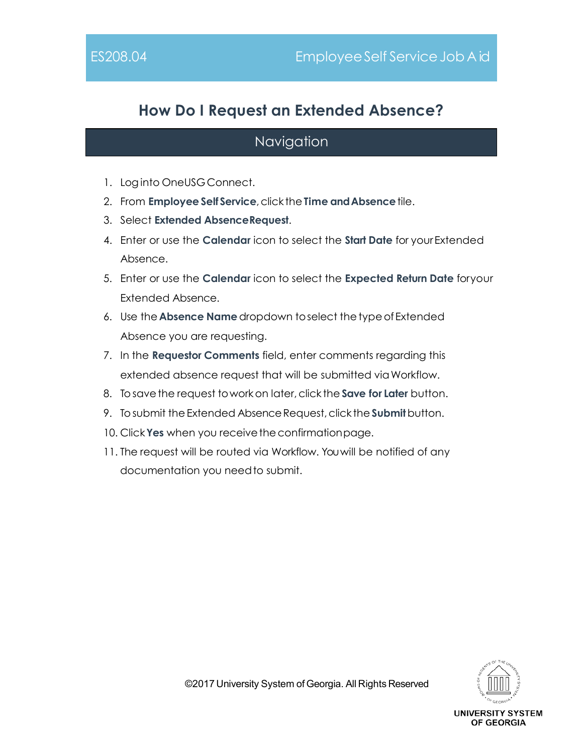# How Do I Request an Extended Absence?

## Navigation

1. Log into OneUSG Connect.
2. From **Employee Self Service**, click the **Time and Absence** tile.
3. Select **Extended Absence Request**.
4. Enter or use the **Calendar** icon to select the **Start Date** for your Extended Absence.
5. Enter or use the **Calendar** icon to select the **Expected Return Date** for your Extended Absence.
6. Use the **Absence Name** dropdown to select the type of Extended Absence you are requesting.
7. In the **Requestor Comments** field, enter comments regarding this extended absence request that will be submitted via Workflow.
8. To save the request to work on later, click the **Save for Later** button.
9. To submit the Extended Absence Request, click the **Submit** button.
10. Click **Yes** when you receive the confirmation page.
11. The request will be routed via Workflow. You will be notified of any documentation you need to submit.

©2017 University System of Georgia. All Rights Reserved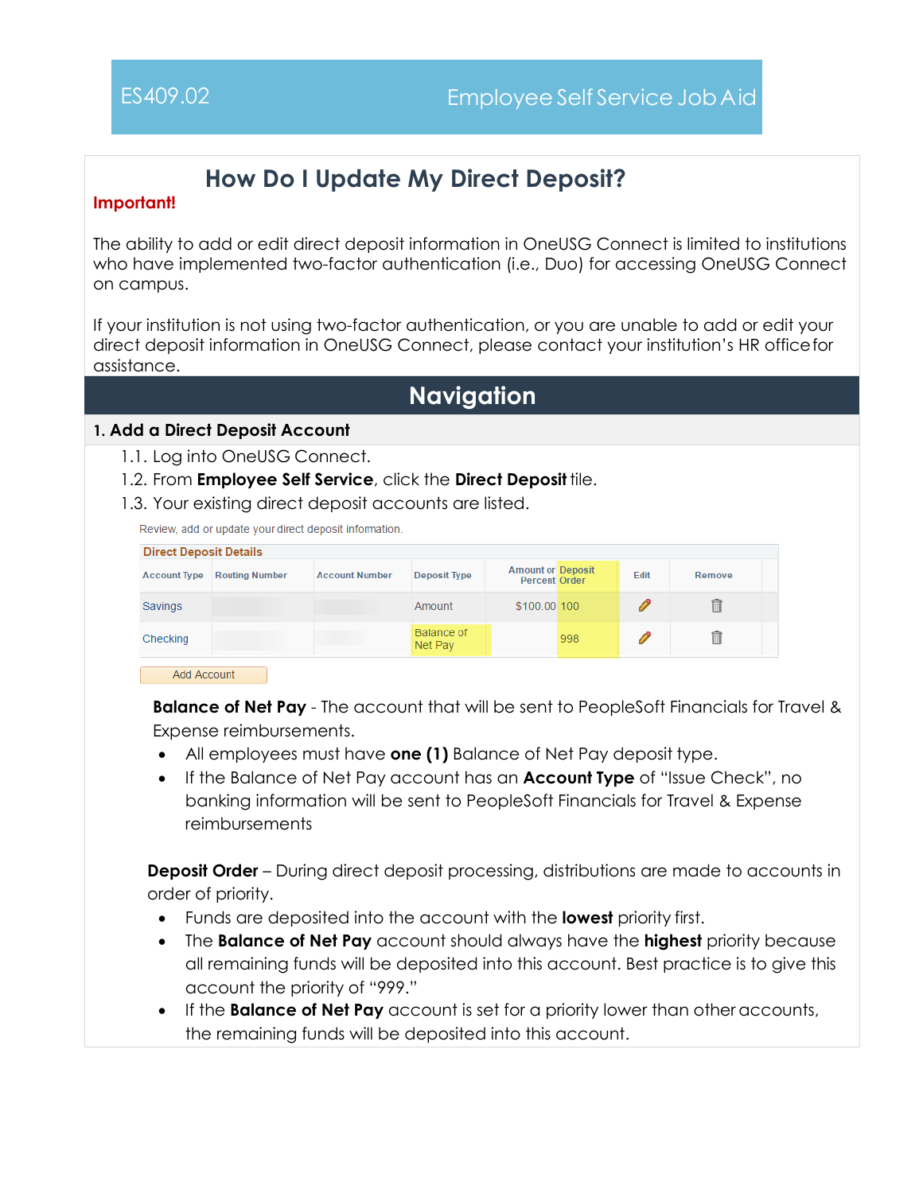ES409.02 Employee Self Service Job Aid

# How Do I Update My Direct Deposit?

**Important!**

The ability to add or edit direct deposit information in OneUSG Connect is limited to institutions who have implemented two-factor authentication (i.e., Duo) for accessing OneUSG Connect on campus.

If your institution is not using two-factor authentication, or you are unable to add or edit your direct deposit information in OneUSG Connect, please contact your institution's HR office for assistance.

## Navigation

### 1. Add a Direct Deposit Account

1.1. Log into OneUSG Connect.

1.2. From **Employee Self Service**, click the **Direct Deposit** tile.

1.3. Your existing direct deposit accounts are listed.

Review, add or update your direct deposit information.

**Direct Deposit Details**

| Account Type | Routing Number | Account Number | Deposit Type | Amount or Percent | Deposit Order | Edit | Remove |
|---|---|---|---|---|---|---|---|
| Savings | | | Amount | $100.00 | 100 | | |
| Checking | | | Balance of Net Pay | | 998 | | |

Add Account

**Balance of Net Pay** - The account that will be sent to PeopleSoft Financials for Travel & Expense reimbursements.

- All employees must have **one (1)** Balance of Net Pay deposit type.
- If the Balance of Net Pay account has an **Account Type** of "Issue Check", no banking information will be sent to PeopleSoft Financials for Travel & Expense reimbursements

**Deposit Order** – During direct deposit processing, distributions are made to accounts in order of priority.

- Funds are deposited into the account with the **lowest** priority first.
- The **Balance of Net Pay** account should always have the **highest** priority because all remaining funds will be deposited into this account. Best practice is to give this account the priority of "999."
- If the **Balance of Net Pay** account is set for a priority lower than other accounts, the remaining funds will be deposited into this account.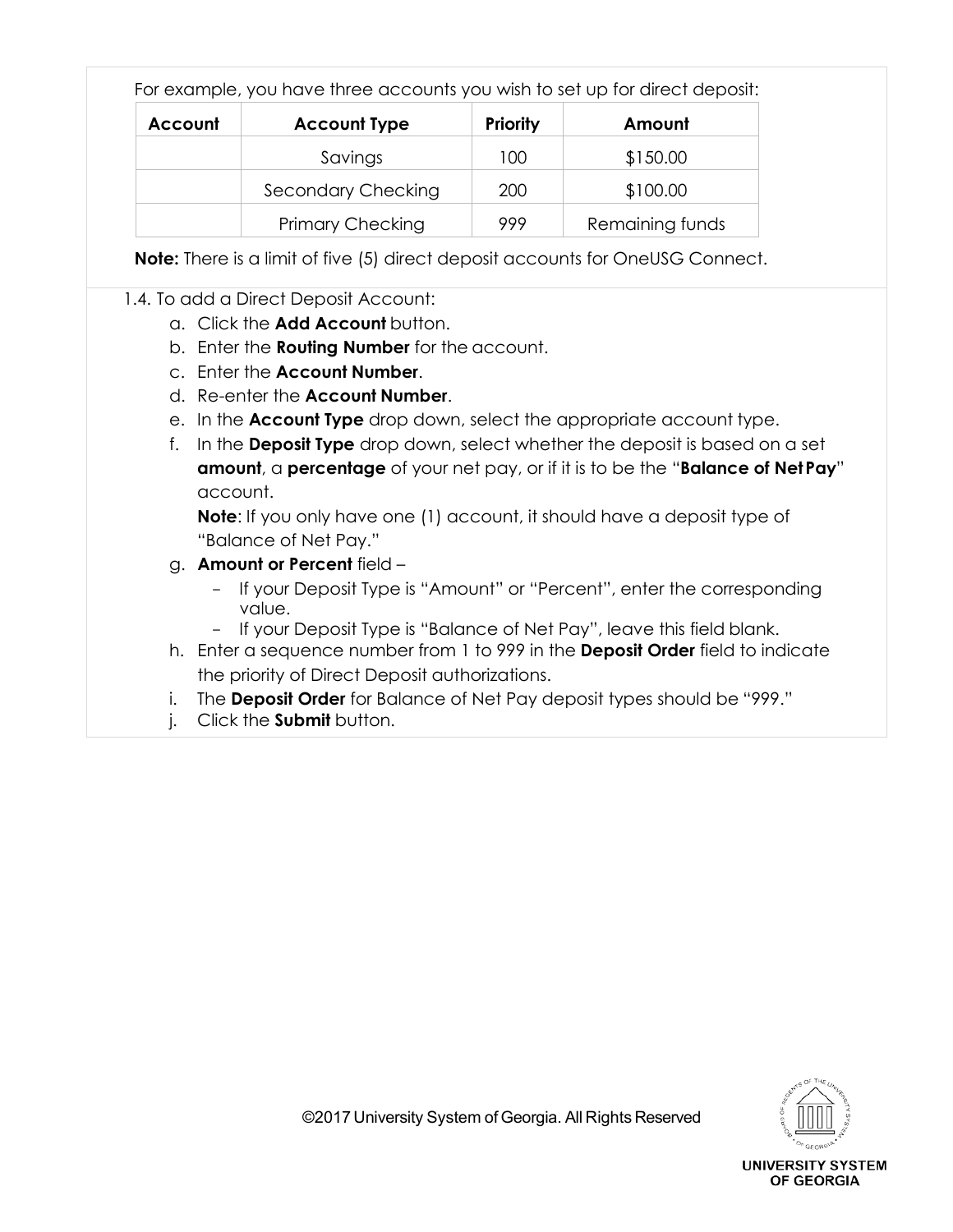For example, you have three accounts you wish to set up for direct deposit:

| Account | Account Type | Priority | Amount |
|---|---|---|---|
| | Savings | 100 | $150.00 |
| | Secondary Checking | 200 | $100.00 |
| | Primary Checking | 999 | Remaining funds |

**Note:** There is a limit of five (5) direct deposit accounts for OneUSG Connect.

1.4. To add a Direct Deposit Account:

a. Click the **Add Account** button.

b. Enter the **Routing Number** for the account.

c. Enter the **Account Number**.

d. Re-enter the **Account Number**.

e. In the **Account Type** drop down, select the appropriate account type.

f. In the **Deposit Type** drop down, select whether the deposit is based on a set **amount**, a **percentage** of your net pay, or if it is to be the "**Balance of Net Pay**" account.

**Note**: If you only have one (1) account, it should have a deposit type of "Balance of Net Pay."

g. **Amount or Percent** field –
   - If your Deposit Type is "Amount" or "Percent", enter the corresponding value.
   - If your Deposit Type is "Balance of Net Pay", leave this field blank.

h. Enter a sequence number from 1 to 999 in the **Deposit Order** field to indicate the priority of Direct Deposit authorizations.

i. The **Deposit Order** for Balance of Net Pay deposit types should be "999."

j. Click the **Submit** button.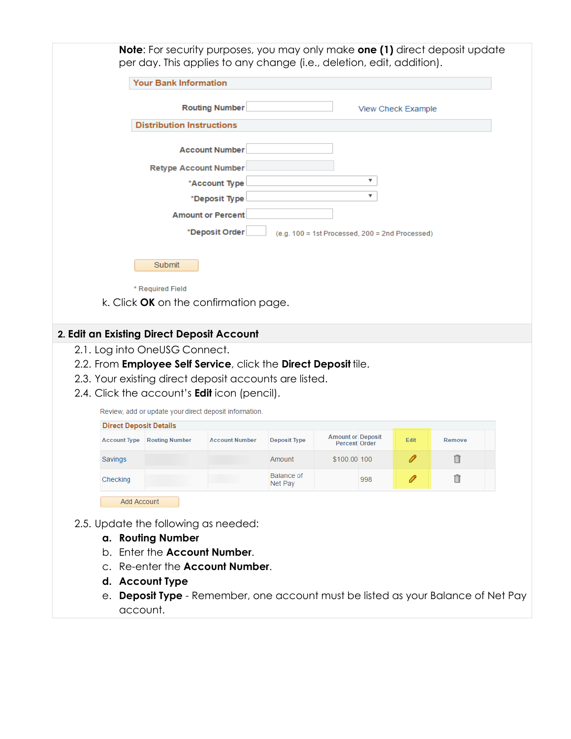**Note**: For security purposes, you may only make **one (1)** direct deposit update per day. This applies to any change (i.e., deletion, edit, addition).

**Your Bank Information**

Routing Number | View Check Example

**Distribution Instructions**

Account Number

Retype Account Number

*Account Type

*Deposit Type

Amount or Percent

*Deposit Order (e.g. 100 = 1st Processed, 200 = 2nd Processed)

Submit

* Required Field

k. Click **OK** on the confirmation page.

## 2. Edit an Existing Direct Deposit Account

2.1. Log into OneUSG Connect.

2.2. From **Employee Self Service**, click the **Direct Deposit** tile.

2.3. Your existing direct deposit accounts are listed.

2.4. Click the account's **Edit** icon (pencil).

Review, add or update your direct deposit information.

**Direct Deposit Details**

| Account Type | Routing Number | Account Number | Deposit Type | Amount or Percent | Deposit Order | Edit | Remove |
|---|---|---|---|---|---|---|---|
| Savings | | | Amount | $100.00 | 100 | | |
| Checking | | | Balance of Net Pay | | 998 | | |

Add Account

2.5. Update the following as needed:

a. **Routing Number**

b. Enter the **Account Number**.

c. Re-enter the **Account Number**.

d. **Account Type**

e. **Deposit Type** - Remember, one account must be listed as your Balance of Net Pay account.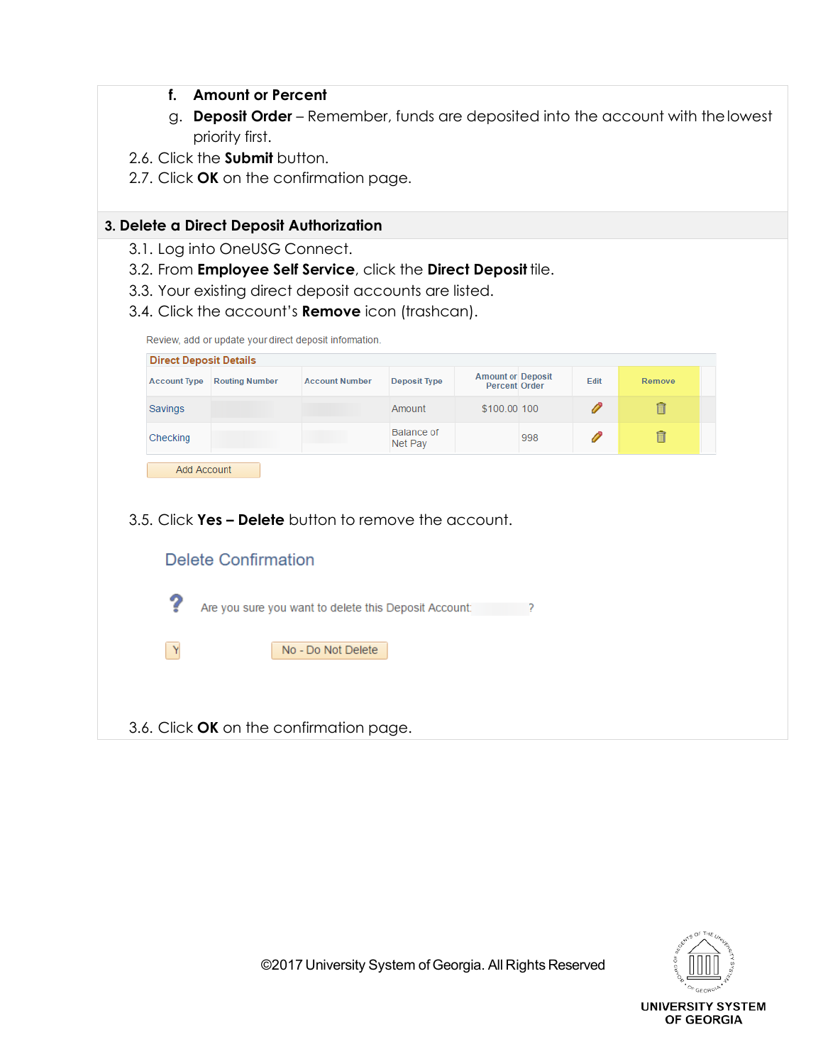f. **Amount or Percent**

g. **Deposit Order** – Remember, funds are deposited into the account with the lowest priority first.

2.6. Click the **Submit** button.

2.7. Click **OK** on the confirmation page.

## 3. Delete a Direct Deposit Authorization

3.1. Log into OneUSG Connect.

3.2. From **Employee Self Service**, click the **Direct Deposit** tile.

3.3. Your existing direct deposit accounts are listed.

3.4. Click the account's **Remove** icon (trashcan).

Review, add or update your direct deposit information.

**Direct Deposit Details**

| Account Type | Routing Number | Account Number | Deposit Type | Amount or Percent | Deposit Order | Edit | Remove |
|---|---|---|---|---|---|---|---|
| Savings | | | Amount | $100.00 | 100 | | |
| Checking | | | Balance of Net Pay | | 998 | | |

Add Account

3.5. Click **Yes – Delete** button to remove the account.

Delete Confirmation

Are you sure you want to delete this Deposit Account: ?

Y | No - Do Not Delete

3.6. Click **OK** on the confirmation page.

©2017 University System of Georgia. All Rights Reserved

UNIVERSITY SYSTEM OF GEORGIA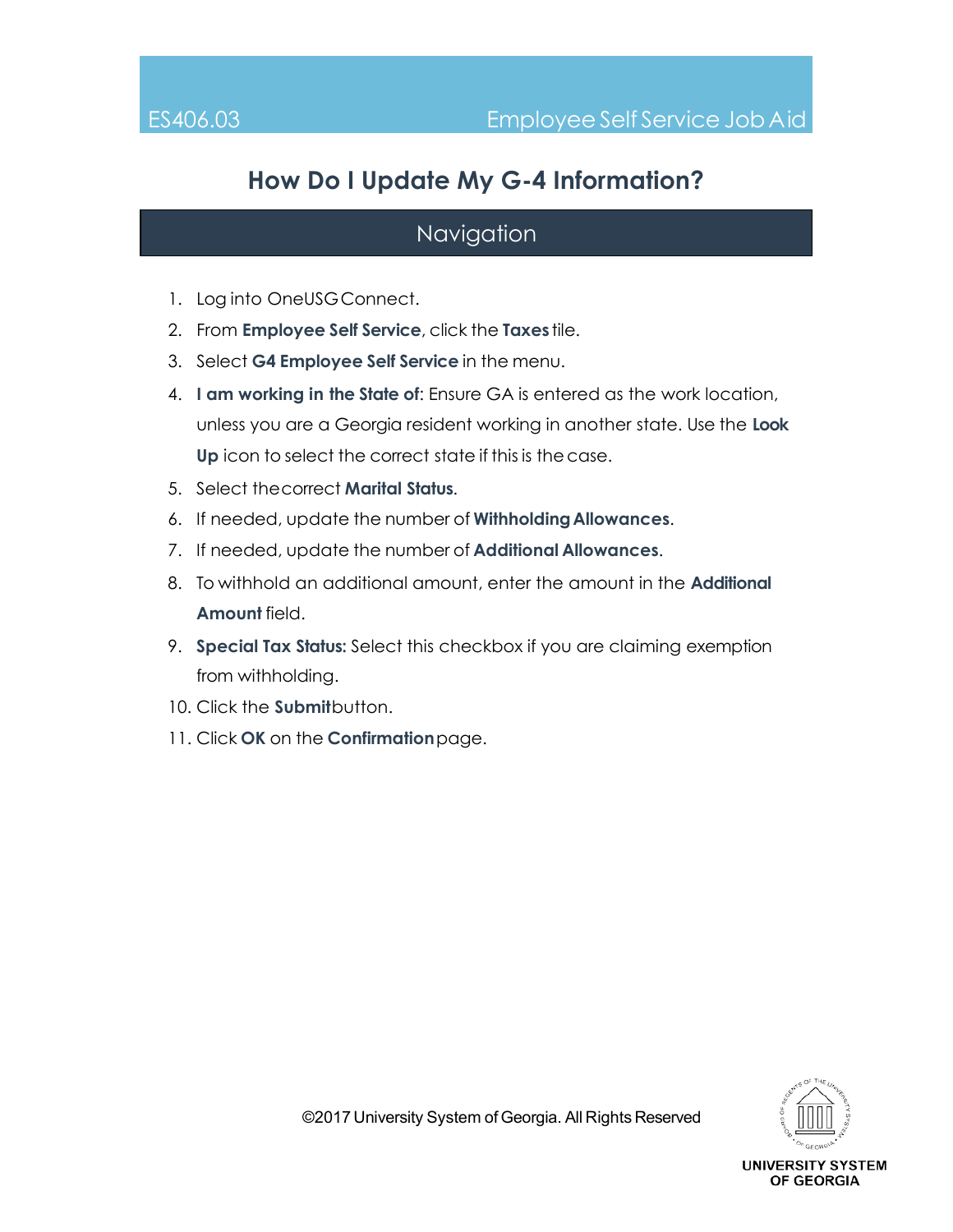# How Do I Update My G-4 Information?

## Navigation

1. Log into OneUSG Connect.
2. From **Employee Self Service**, click the **Taxes** tile.
3. Select **G4 Employee Self Service** in the menu.
4. **I am working in the State of**: Ensure GA is entered as the work location, unless you are a Georgia resident working in another state. Use the **Look Up** icon to select the correct state if this is the case.
5. Select the correct **Marital Status**.
6. If needed, update the number of **Withholding Allowances**.
7. If needed, update the number of **Additional Allowances**.
8. To withhold an additional amount, enter the amount in the **Additional Amount** field.
9. **Special Tax Status:** Select this checkbox if you are claiming exemption from withholding.
10. Click the **Submit** button.
11. Click **OK** on the **Confirmation** page.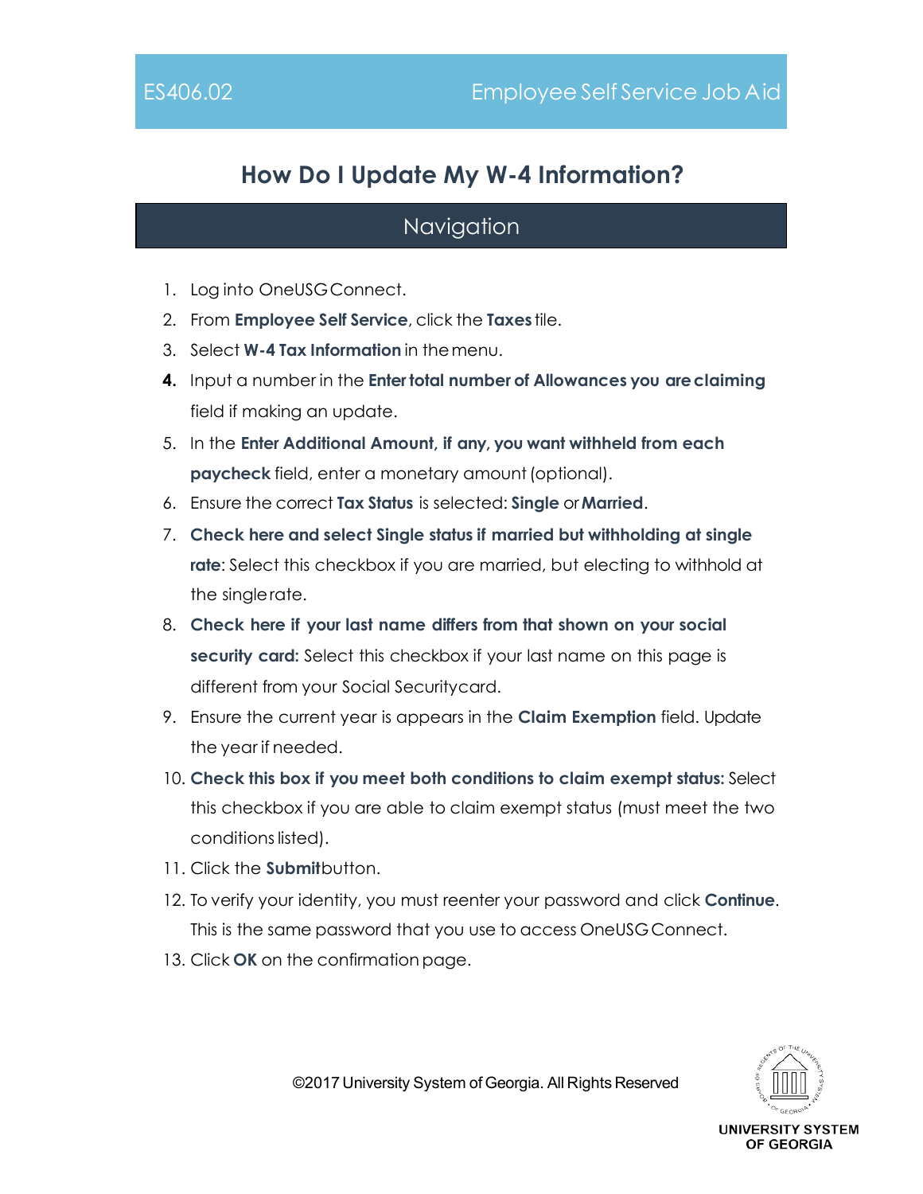# How Do I Update My W-4 Information?

## Navigation

1. Log into OneUSG Connect.
2. From **Employee Self Service**, click the **Taxes** tile.
3. Select **W-4 Tax Information** in the menu.
4. Input a number in the **Enter total number of Allowances you are claiming** field if making an update.
5. In the **Enter Additional Amount, if any, you want withheld from each paycheck** field, enter a monetary amount (optional).
6. Ensure the correct **Tax Status** is selected: **Single** or **Married**.
7. **Check here and select Single status if married but withholding at single rate**: Select this checkbox if you are married, but electing to withhold at the single rate.
8. **Check here if your last name differs from that shown on your social security card:** Select this checkbox if your last name on this page is different from your Social Security card.
9. Ensure the current year is appears in the **Claim Exemption** field. Update the year if needed.
10. **Check this box if you meet both conditions to claim exempt status:** Select this checkbox if you are able to claim exempt status (must meet the two conditions listed).
11. Click the **Submit** button.
12. To verify your identity, you must reenter your password and click **Continue**. This is the same password that you use to access OneUSG Connect.
13. Click **OK** on the confirmation page.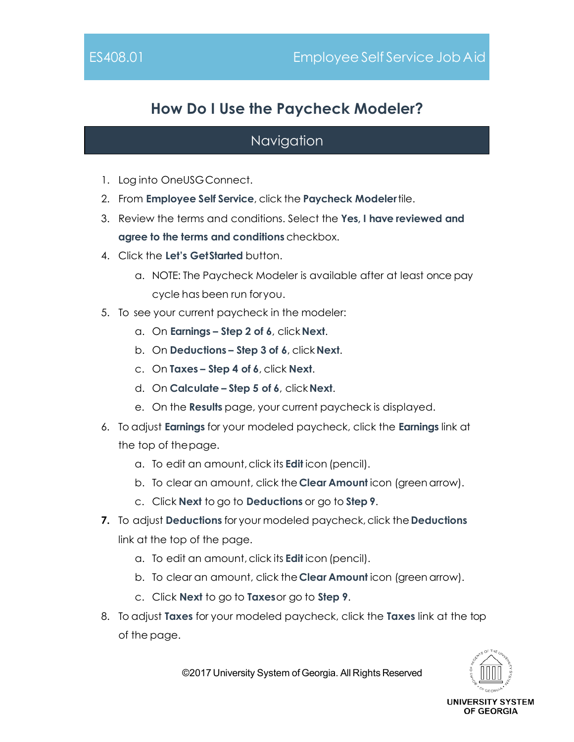# How Do I Use the Paycheck Modeler?

## Navigation

1. Log into OneUSG Connect.
2. From **Employee Self Service**, click the **Paycheck Modeler** tile.
3. Review the terms and conditions. Select the **Yes, I have reviewed and agree to the terms and conditions** checkbox.
4. Click the **Let's Get Started** button.
   a. NOTE: The Paycheck Modeler is available after at least once pay cycle has been run for you.
5. To see your current paycheck in the modeler:
   a. On **Earnings – Step 2 of 6**, click **Next**.
   b. On **Deductions – Step 3 of 6**, click **Next**.
   c. On **Taxes – Step 4 of 6**, click **Next**.
   d. On **Calculate – Step 5 of 6**, click **Next**.
   e. On the **Results** page, your current paycheck is displayed.
6. To adjust **Earnings** for your modeled paycheck, click the **Earnings** link at the top of the page.
   a. To edit an amount, click its **Edit** icon (pencil).
   b. To clear an amount, click the **Clear Amount** icon (green arrow).
   c. Click **Next** to go to **Deductions** or go to **Step 9**.
7. To adjust **Deductions** for your modeled paycheck, click the **Deductions** link at the top of the page.
   a. To edit an amount, click its **Edit** icon (pencil).
   b. To clear an amount, click the **Clear Amount** icon (green arrow).
   c. Click **Next** to go to **Taxes** or go to **Step 9**.
8. To adjust **Taxes** for your modeled paycheck, click the **Taxes** link at the top of the page.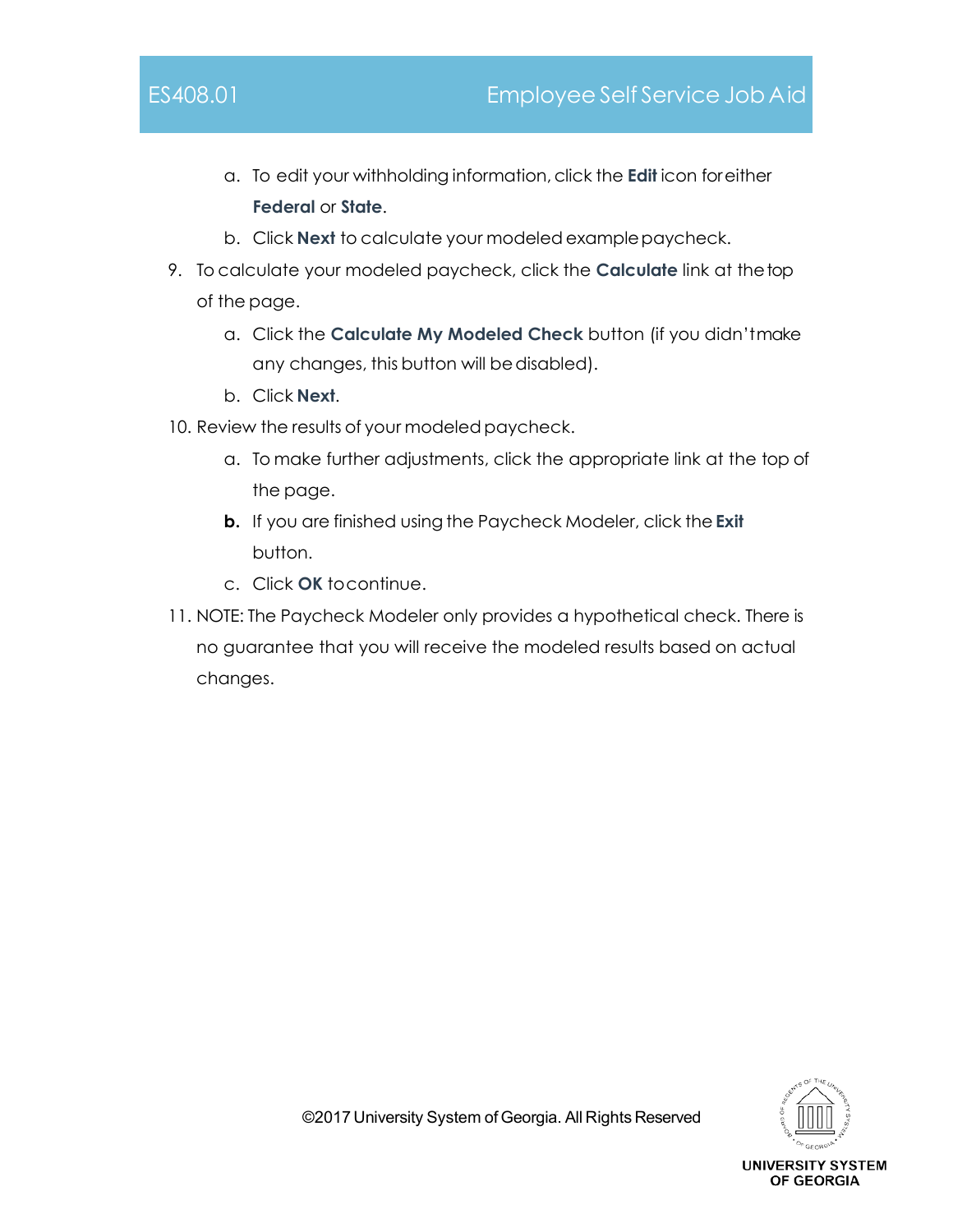a. To edit your withholding information, click the **Edit** icon for either **Federal** or **State**.

b. Click **Next** to calculate your modeled example paycheck.

9. To calculate your modeled paycheck, click the **Calculate** link at the top of the page.

    a. Click the **Calculate My Modeled Check** button (if you didn't make any changes, this button will be disabled).

    b. Click **Next**.

10. Review the results of your modeled paycheck.

    a. To make further adjustments, click the appropriate link at the top of the page.

    **b.** If you are finished using the Paycheck Modeler, click the **Exit** button.

    c. Click **OK** to continue.

11. NOTE: The Paycheck Modeler only provides a hypothetical check. There is no guarantee that you will receive the modeled results based on actual changes.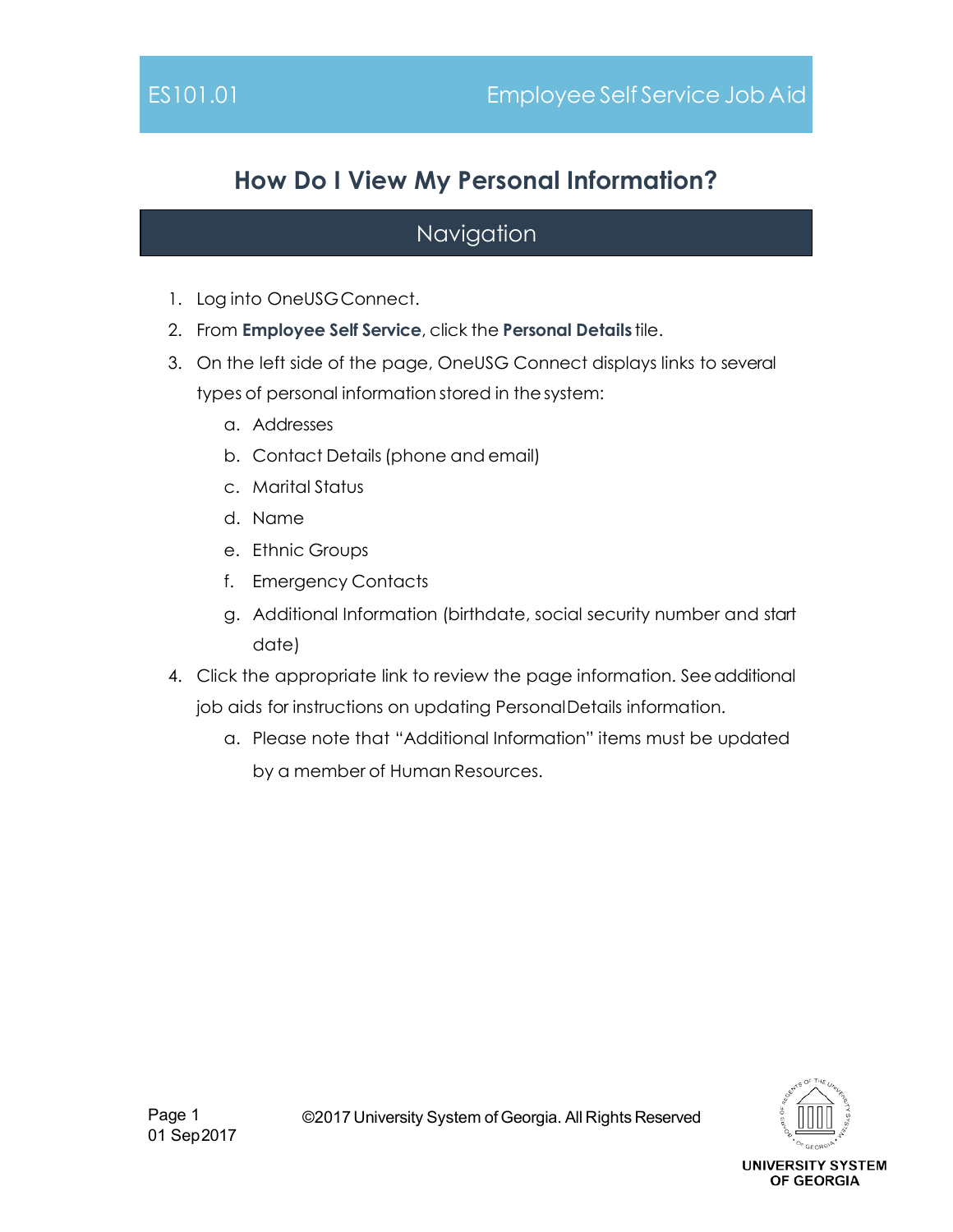# How Do I View My Personal Information?

## Navigation

1. Log into OneUSG Connect.
2. From **Employee Self Service**, click the **Personal Details** tile.
3. On the left side of the page, OneUSG Connect displays links to several types of personal information stored in the system:
   a. Addresses
   b. Contact Details (phone and email)
   c. Marital Status
   d. Name
   e. Ethnic Groups
   f. Emergency Contacts
   g. Additional Information (birthdate, social security number and start date)
4. Click the appropriate link to review the page information. See additional job aids for instructions on updating Personal Details information.
   a. Please note that "Additional Information" items must be updated by a member of Human Resources.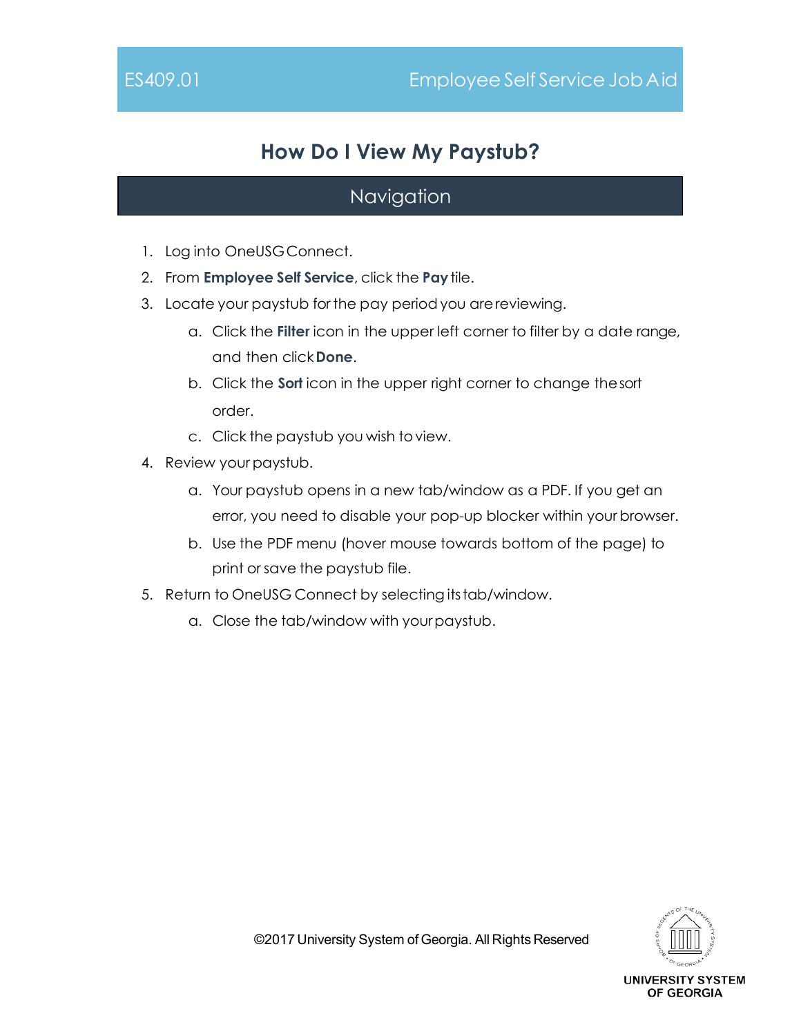# How Do I View My Paystub?

## Navigation

1. Log into OneUSG Connect.
2. From **Employee Self Service**, click the **Pay** tile.
3. Locate your paystub for the pay period you are reviewing.
    a. Click the **Filter** icon in the upper left corner to filter by a date range, and then click **Done**.
    b. Click the **Sort** icon in the upper right corner to change the sort order.
    c. Click the paystub you wish to view.
4. Review your paystub.
    a. Your paystub opens in a new tab/window as a PDF. If you get an error, you need to disable your pop-up blocker within your browser.
    b. Use the PDF menu (hover mouse towards bottom of the page) to print or save the paystub file.
5. Return to OneUSG Connect by selecting its tab/window.
    a. Close the tab/window with your paystub.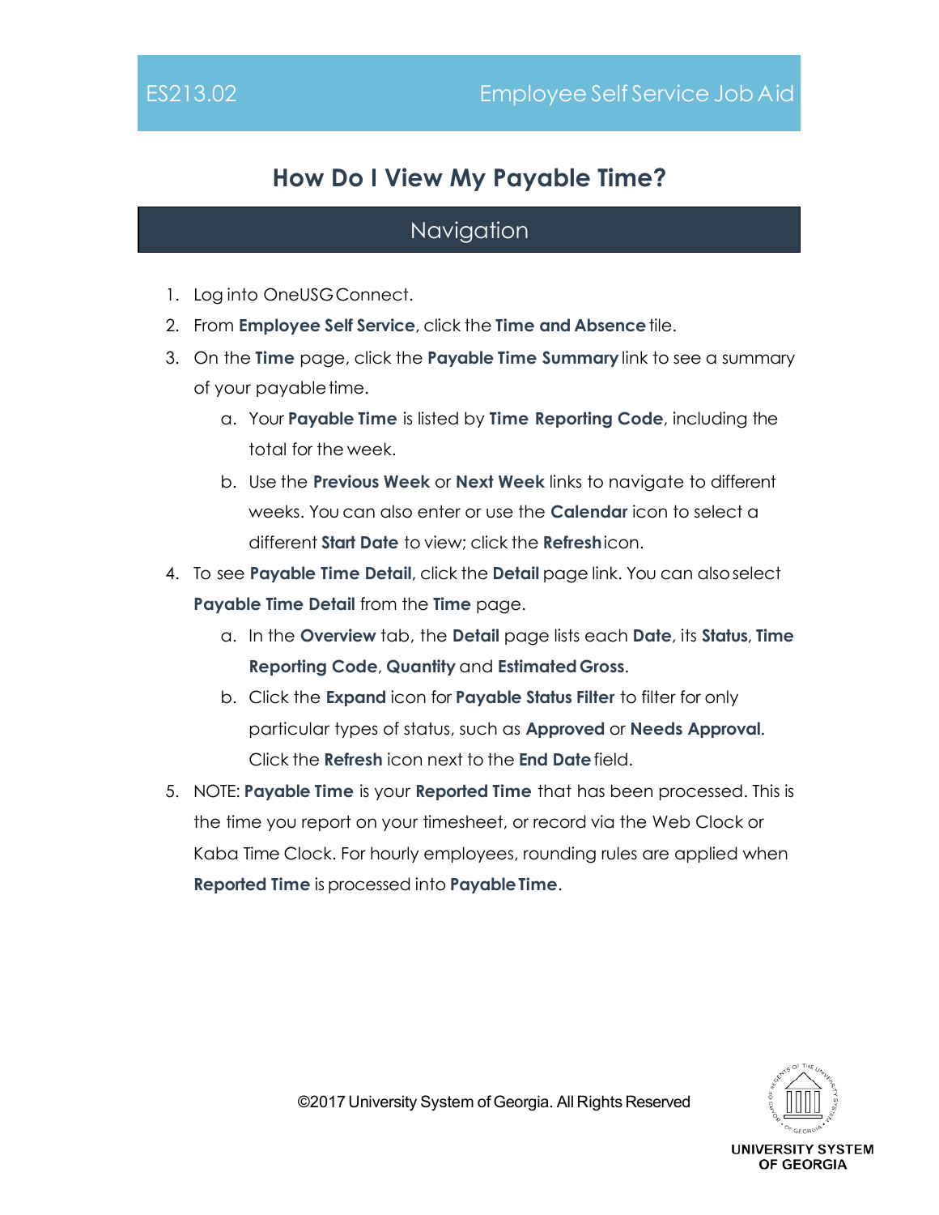ES213.02 Employee Self Service Job Aid

# How Do I View My Payable Time?

## Navigation

1. Log into OneUSG Connect.
2. From **Employee Self Service**, click the **Time and Absence** tile.
3. On the **Time** page, click the **Payable Time Summary** link to see a summary of your payable time.
   a. Your **Payable Time** is listed by **Time Reporting Code**, including the total for the week.
   b. Use the **Previous Week** or **Next Week** links to navigate to different weeks. You can also enter or use the **Calendar** icon to select a different **Start Date** to view; click the **Refresh** icon.
4. To see **Payable Time Detail**, click the **Detail** page link. You can also select **Payable Time Detail** from the **Time** page.
   a. In the **Overview** tab, the **Detail** page lists each **Date**, its **Status**, **Time Reporting Code**, **Quantity** and **Estimated Gross**.
   b. Click the **Expand** icon for **Payable Status Filter** to filter for only particular types of status, such as **Approved** or **Needs Approval**. Click the **Refresh** icon next to the **End Date** field.
5. NOTE: **Payable Time** is your **Reported Time** that has been processed. This is the time you report on your timesheet, or record via the Web Clock or Kaba Time Clock. For hourly employees, rounding rules are applied when **Reported Time** is processed into **Payable Time**.

©2017 University System of Georgia. All Rights Reserved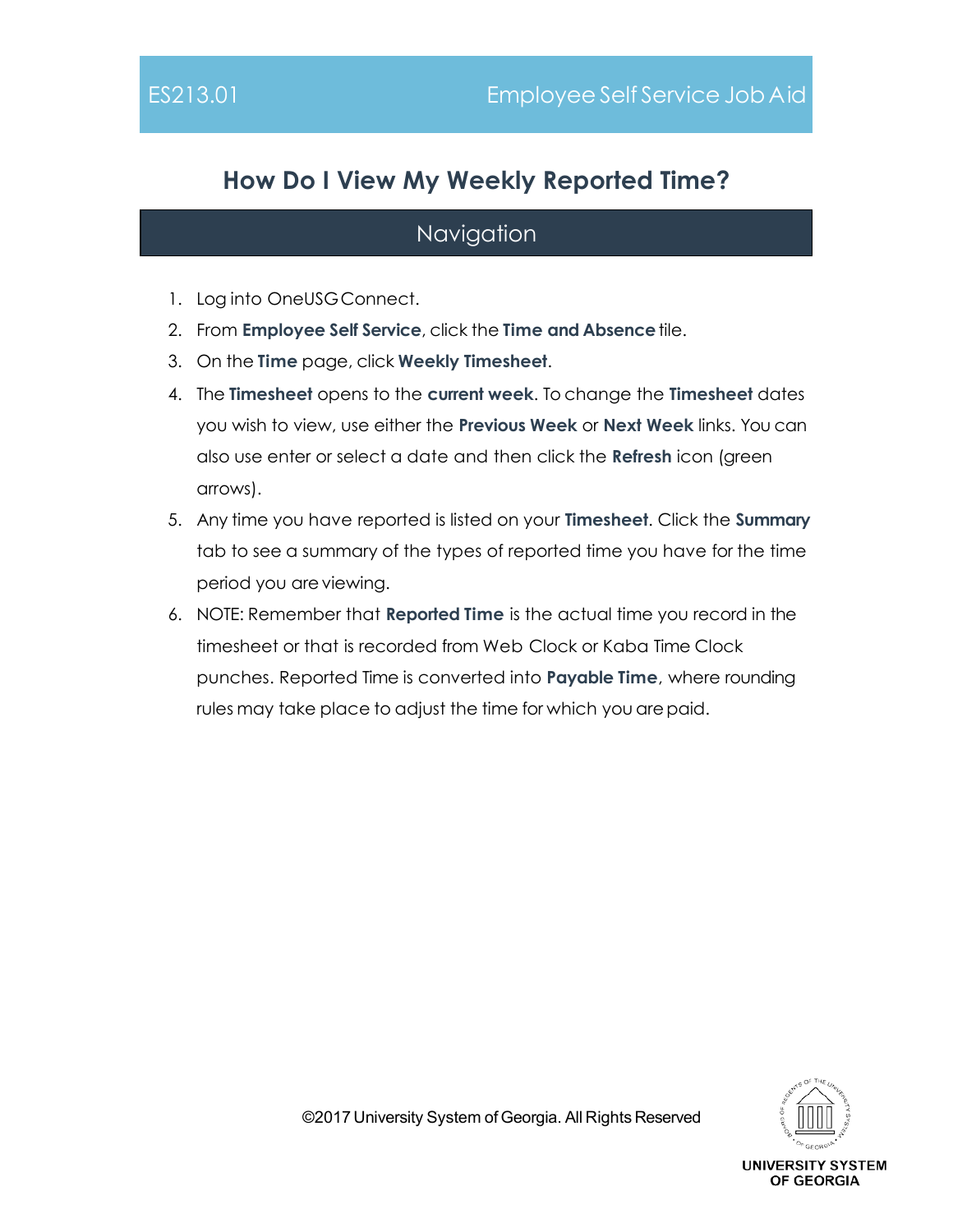ES213.01 Employee Self Service Job Aid

# How Do I View My Weekly Reported Time?

## Navigation

1. Log into OneUSG Connect.
2. From **Employee Self Service**, click the **Time and Absence** tile.
3. On the **Time** page, click **Weekly Timesheet**.
4. The **Timesheet** opens to the **current week**. To change the **Timesheet** dates you wish to view, use either the **Previous Week** or **Next Week** links. You can also use enter or select a date and then click the **Refresh** icon (green arrows).
5. Any time you have reported is listed on your **Timesheet**. Click the **Summary** tab to see a summary of the types of reported time you have for the time period you are viewing.
6. NOTE: Remember that **Reported Time** is the actual time you record in the timesheet or that is recorded from Web Clock or Kaba Time Clock punches. Reported Time is converted into **Payable Time**, where rounding rules may take place to adjust the time for which you are paid.

©2017 University System of Georgia. All Rights Reserved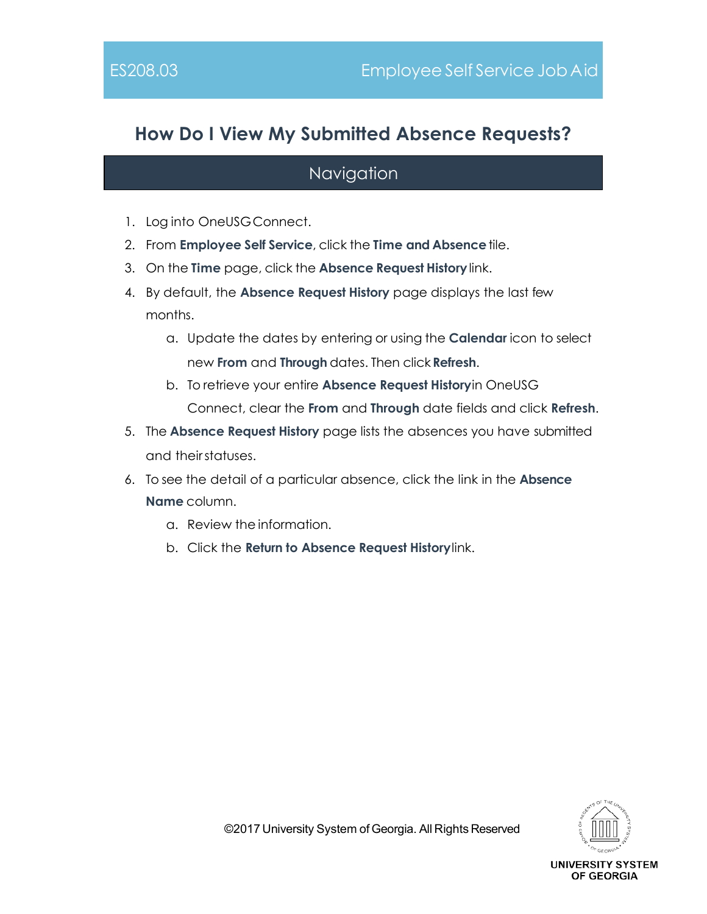# How Do I View My Submitted Absence Requests?

## Navigation

1. Log into OneUSG Connect.
2. From **Employee Self Service**, click the **Time and Absence** tile.
3. On the **Time** page, click the **Absence Request History** link.
4. By default, the **Absence Request History** page displays the last few months.
   a. Update the dates by entering or using the **Calendar** icon to select new **From** and **Through** dates. Then click **Refresh**.
   b. To retrieve your entire **Absence Request History** in OneUSG Connect, clear the **From** and **Through** date fields and click **Refresh**.
5. The **Absence Request History** page lists the absences you have submitted and their statuses.
6. To see the detail of a particular absence, click the link in the **Absence Name** column.
   a. Review the information.
   b. Click the **Return to Absence Request History** link.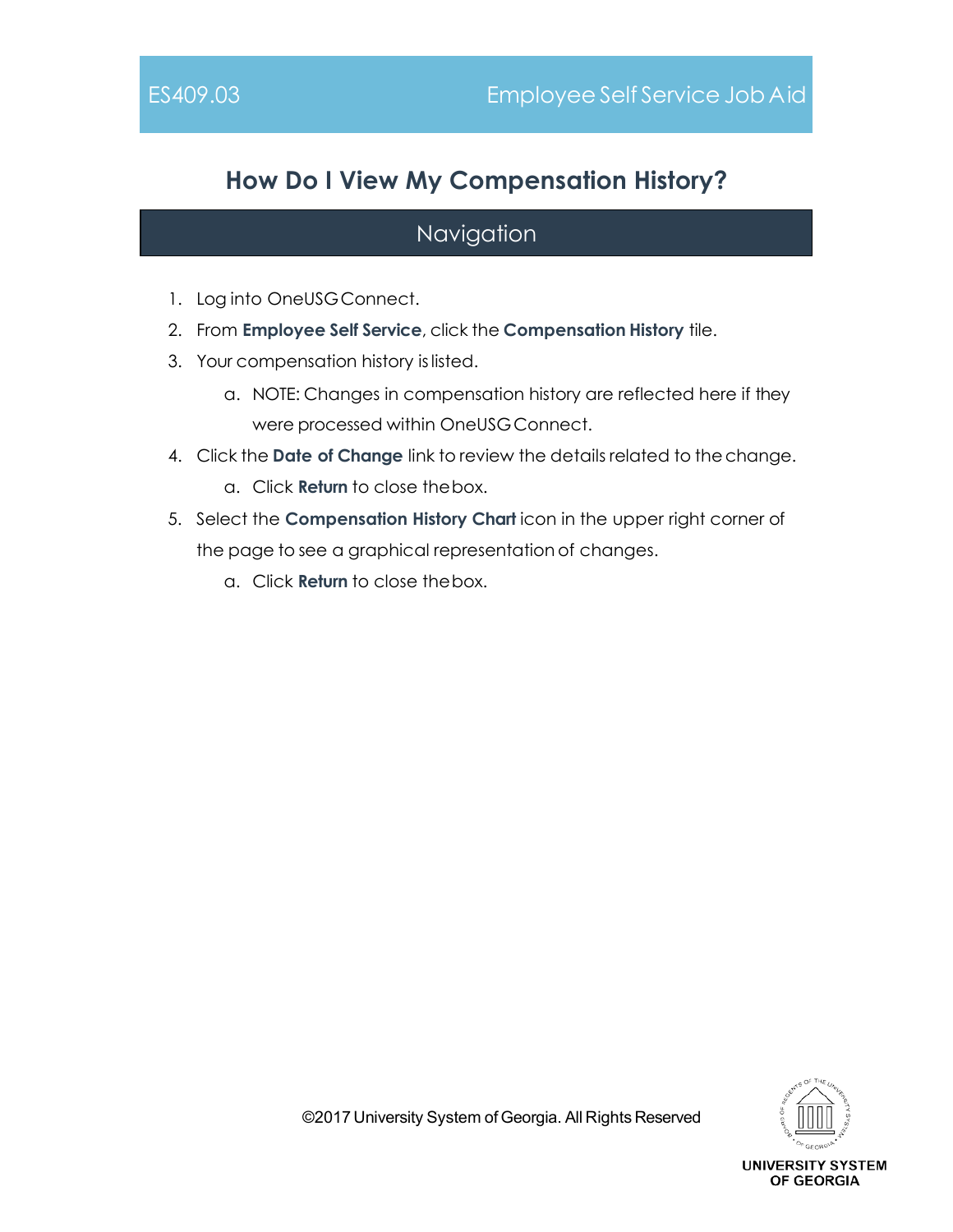# How Do I View My Compensation History?

## Navigation

1. Log into OneUSG Connect.
2. From **Employee Self Service**, click the **Compensation History** tile.
3. Your compensation history is listed.
   a. NOTE: Changes in compensation history are reflected here if they were processed within OneUSG Connect.
4. Click the **Date of Change** link to review the details related to the change.
   a. Click **Return** to close the box.
5. Select the **Compensation History Chart** icon in the upper right corner of the page to see a graphical representation of changes.
   a. Click **Return** to close the box.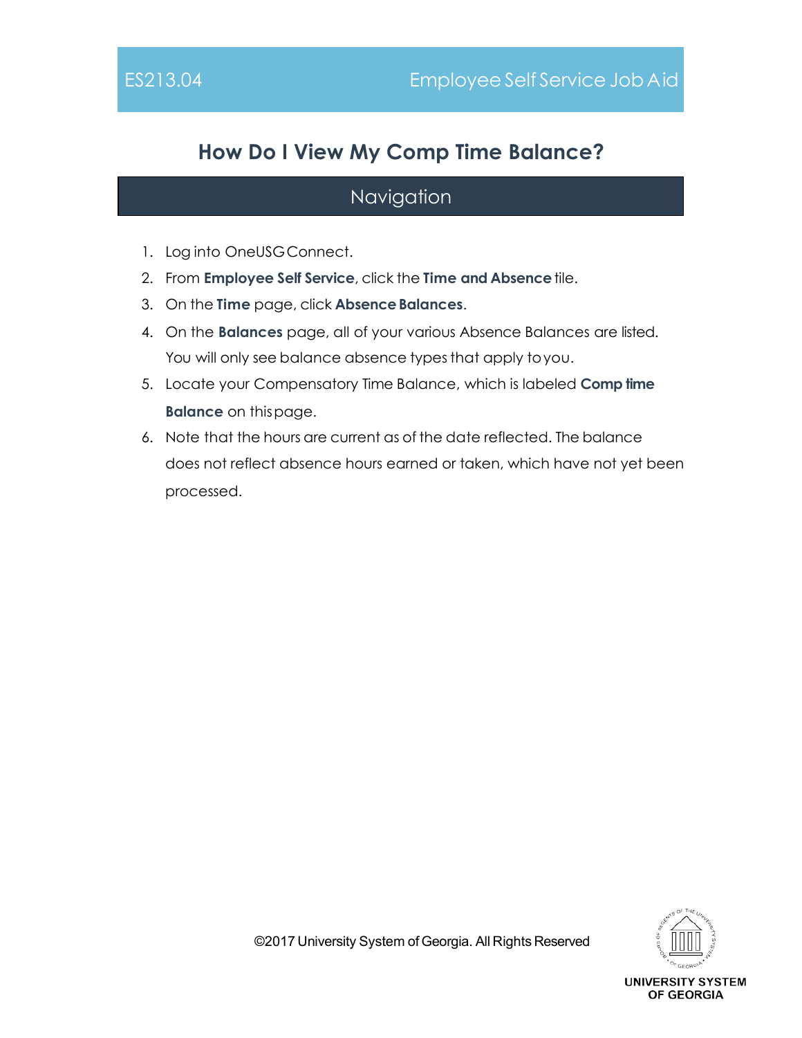ES213.04 Employee Self Service Job Aid

# How Do I View My Comp Time Balance?

## Navigation

1. Log into OneUSG Connect.
2. From **Employee Self Service**, click the **Time and Absence** tile.
3. On the **Time** page, click **Absence Balances**.
4. On the **Balances** page, all of your various Absence Balances are listed. You will only see balance absence types that apply to you.
5. Locate your Compensatory Time Balance, which is labeled **Comp time Balance** on this page.
6. Note that the hours are current as of the date reflected. The balance does not reflect absence hours earned or taken, which have not yet been processed.

©2017 University System of Georgia. All Rights Reserved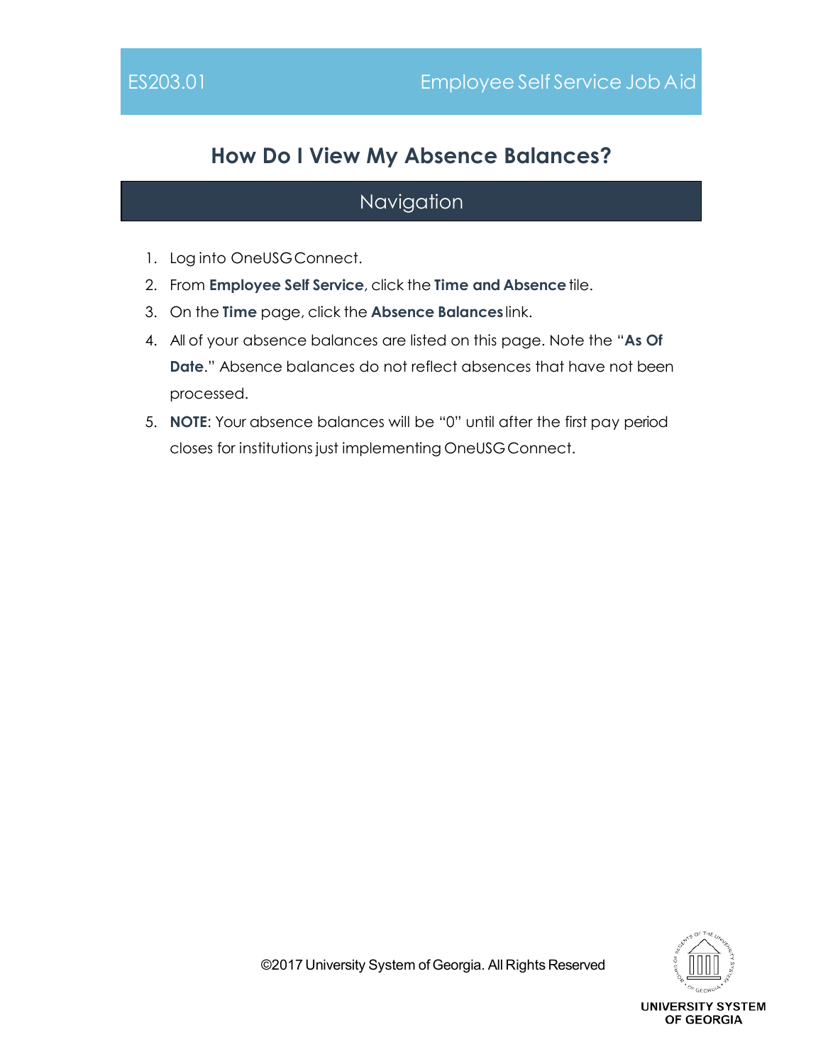# How Do I View My Absence Balances?

## Navigation

1. Log into OneUSG Connect.
2. From **Employee Self Service**, click the **Time and Absence** tile.
3. On the **Time** page, click the **Absence Balances** link.
4. All of your absence balances are listed on this page. Note the "**As Of Date**." Absence balances do not reflect absences that have not been processed.
5. **NOTE**: Your absence balances will be "0" until after the first pay period closes for institutions just implementing OneUSG Connect.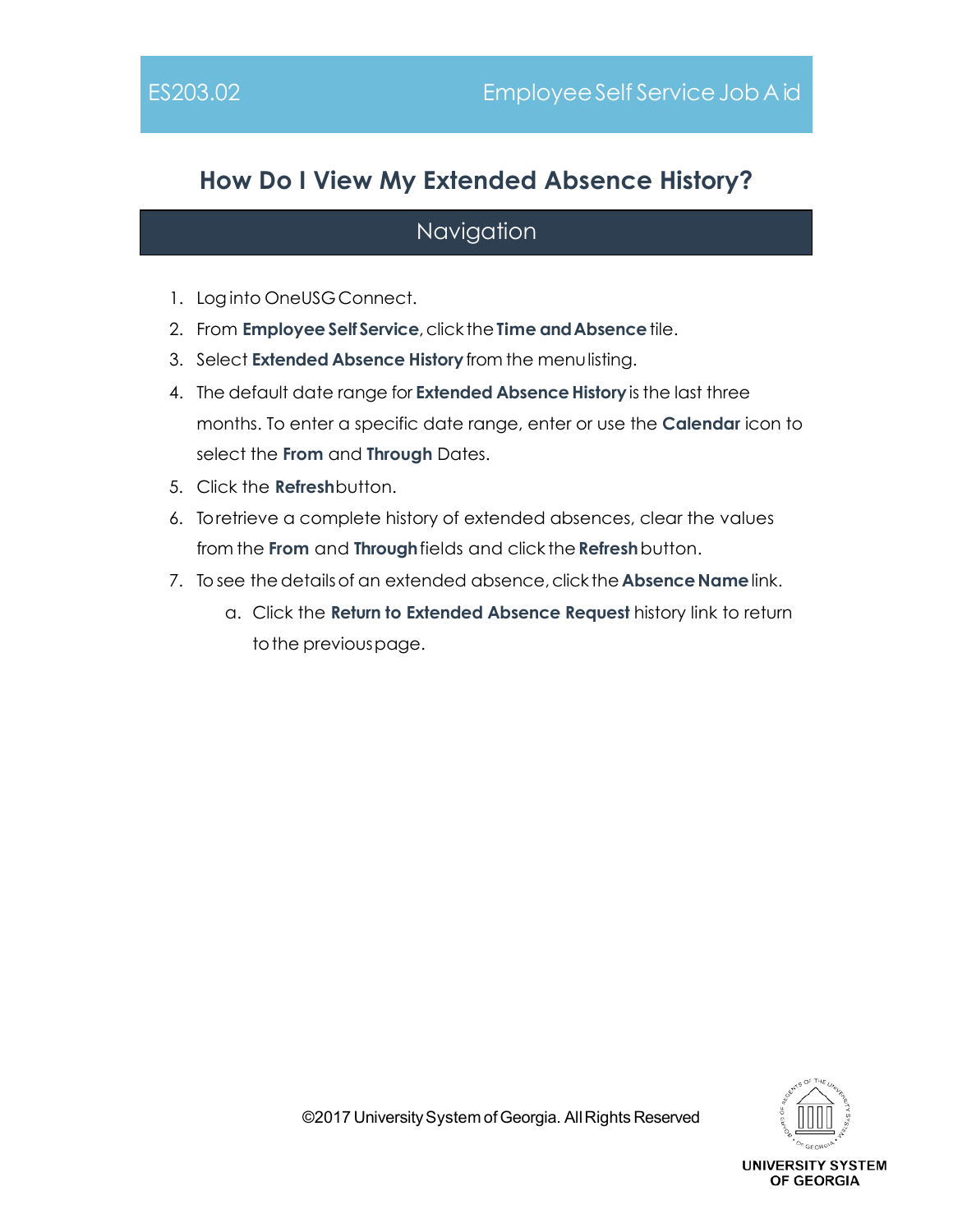# How Do I View My Extended Absence History?

## Navigation

1. Log into OneUSG Connect.
2. From **Employee Self Service**, click the **Time and Absence** tile.
3. Select **Extended Absence History** from the menu listing.
4. The default date range for **Extended Absence History** is the last three months. To enter a specific date range, enter or use the **Calendar** icon to select the **From** and **Through** Dates.
5. Click the **Refresh** button.
6. To retrieve a complete history of extended absences, clear the values from the **From** and **Through** fields and click the **Refresh** button.
7. To see the details of an extended absence, click the **Absence Name** link.
   a. Click the **Return to Extended Absence Request** history link to return to the previous page.

©2017 University System of Georgia. All Rights Reserved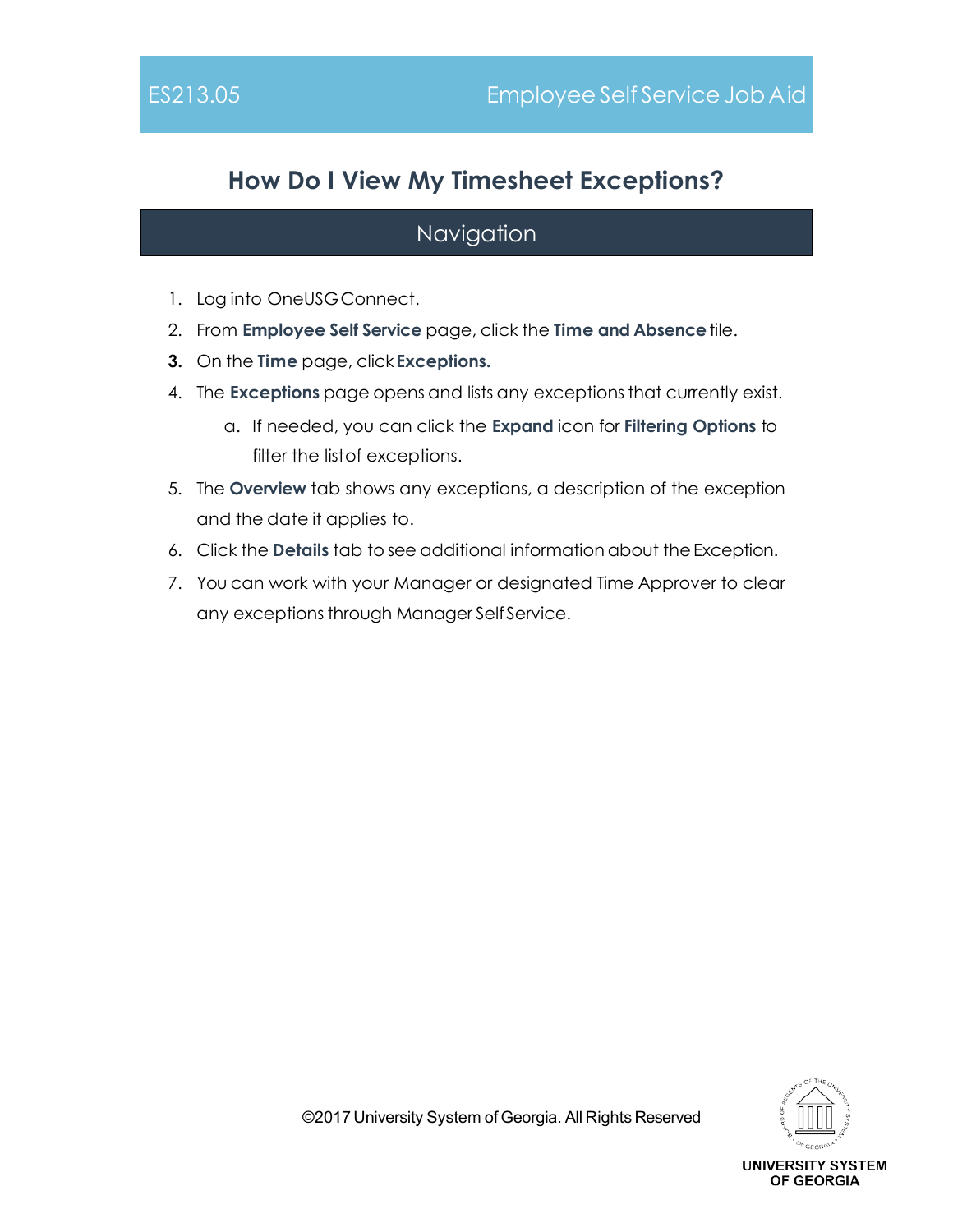ES213.05 Employee Self Service Job Aid

# How Do I View My Timesheet Exceptions?

## Navigation

1. Log into OneUSG Connect.
2. From **Employee Self Service** page, click the **Time and Absence** tile.
3. On the **Time** page, click **Exceptions.**
4. The **Exceptions** page opens and lists any exceptions that currently exist.
    a. If needed, you can click the **Expand** icon for **Filtering Options** to filter the list of exceptions.
5. The **Overview** tab shows any exceptions, a description of the exception and the date it applies to.
6. Click the **Details** tab to see additional information about the Exception.
7. You can work with your Manager or designated Time Approver to clear any exceptions through Manager Self Service.

©2017 University System of Georgia. All Rights Reserved

UNIVERSITY SYSTEM OF GEORGIA